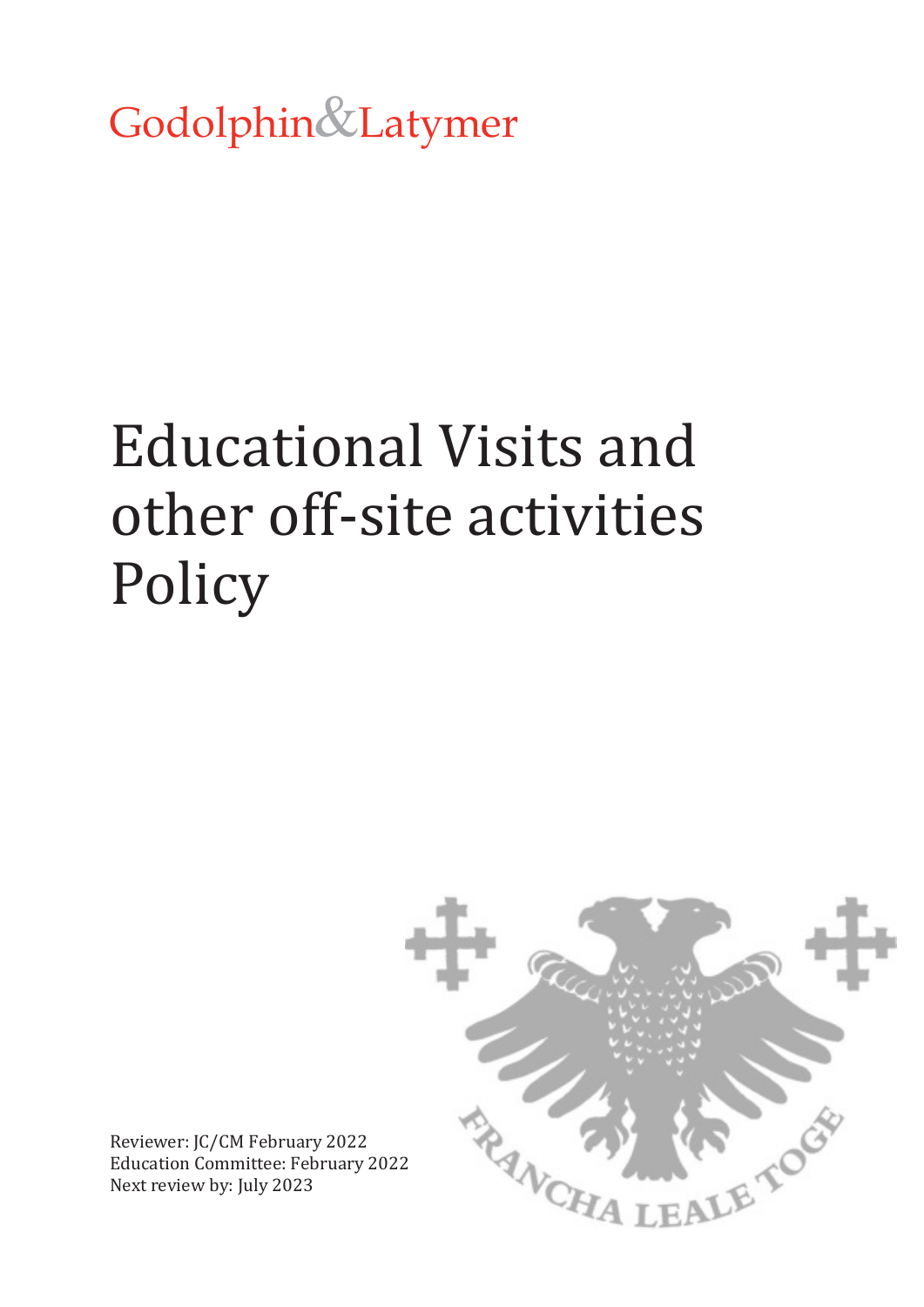Godolphin&Latymer

# Educational Visits and other off-site activities Policy

Reviewer: JC/CM February 2022
Education Committee: February 2022
Next review by: July 2023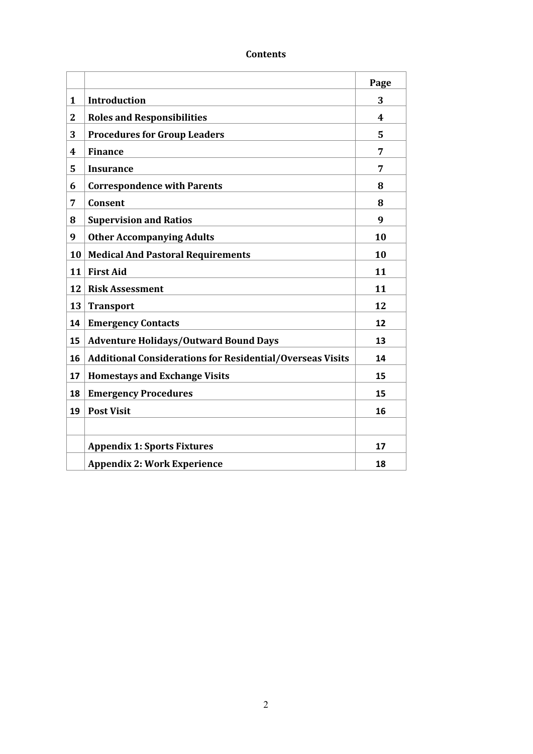**Contents**

| | | Page |
|---|---|---|
| 1 | Introduction | 3 |
| 2 | Roles and Responsibilities | 4 |
| 3 | Procedures for Group Leaders | 5 |
| 4 | Finance | 7 |
| 5 | Insurance | 7 |
| 6 | Correspondence with Parents | 8 |
| 7 | Consent | 8 |
| 8 | Supervision and Ratios | 9 |
| 9 | Other Accompanying Adults | 10 |
| 10 | Medical And Pastoral Requirements | 10 |
| 11 | First Aid | 11 |
| 12 | Risk Assessment | 11 |
| 13 | Transport | 12 |
| 14 | Emergency Contacts | 12 |
| 15 | Adventure Holidays/Outward Bound Days | 13 |
| 16 | Additional Considerations for Residential/Overseas Visits | 14 |
| 17 | Homestays and Exchange Visits | 15 |
| 18 | Emergency Procedures | 15 |
| 19 | Post Visit | 16 |
| | | |
| | Appendix 1: Sports Fixtures | 17 |
| | Appendix 2: Work Experience | 18 |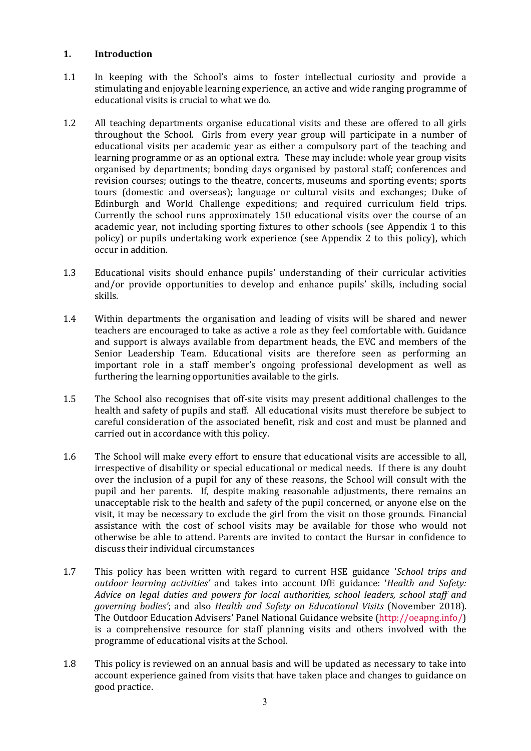## 1. Introduction

1.1 In keeping with the School's aims to foster intellectual curiosity and provide a stimulating and enjoyable learning experience, an active and wide ranging programme of educational visits is crucial to what we do.

1.2 All teaching departments organise educational visits and these are offered to all girls throughout the School. Girls from every year group will participate in a number of educational visits per academic year as either a compulsory part of the teaching and learning programme or as an optional extra. These may include: whole year group visits organised by departments; bonding days organised by pastoral staff; conferences and revision courses; outings to the theatre, concerts, museums and sporting events; sports tours (domestic and overseas); language or cultural visits and exchanges; Duke of Edinburgh and World Challenge expeditions; and required curriculum field trips. Currently the school runs approximately 150 educational visits over the course of an academic year, not including sporting fixtures to other schools (see Appendix 1 to this policy) or pupils undertaking work experience (see Appendix 2 to this policy), which occur in addition.

1.3 Educational visits should enhance pupils' understanding of their curricular activities and/or provide opportunities to develop and enhance pupils' skills, including social skills.

1.4 Within departments the organisation and leading of visits will be shared and newer teachers are encouraged to take as active a role as they feel comfortable with. Guidance and support is always available from department heads, the EVC and members of the Senior Leadership Team. Educational visits are therefore seen as performing an important role in a staff member's ongoing professional development as well as furthering the learning opportunities available to the girls.

1.5 The School also recognises that off-site visits may present additional challenges to the health and safety of pupils and staff. All educational visits must therefore be subject to careful consideration of the associated benefit, risk and cost and must be planned and carried out in accordance with this policy.

1.6 The School will make every effort to ensure that educational visits are accessible to all, irrespective of disability or special educational or medical needs. If there is any doubt over the inclusion of a pupil for any of these reasons, the School will consult with the pupil and her parents. If, despite making reasonable adjustments, there remains an unacceptable risk to the health and safety of the pupil concerned, or anyone else on the visit, it may be necessary to exclude the girl from the visit on those grounds. Financial assistance with the cost of school visits may be available for those who would not otherwise be able to attend. Parents are invited to contact the Bursar in confidence to discuss their individual circumstances

1.7 This policy has been written with regard to current HSE guidance '*School trips and outdoor learning activities'* and takes into account DfE guidance: '*Health and Safety: Advice on legal duties and powers for local authorities, school leaders, school staff and governing bodies'*; and also *Health and Safety on Educational Visits* (November 2018). The Outdoor Education Advisers' Panel National Guidance website (http://oeapng.info/) is a comprehensive resource for staff planning visits and others involved with the programme of educational visits at the School.

1.8 This policy is reviewed on an annual basis and will be updated as necessary to take into account experience gained from visits that have taken place and changes to guidance on good practice.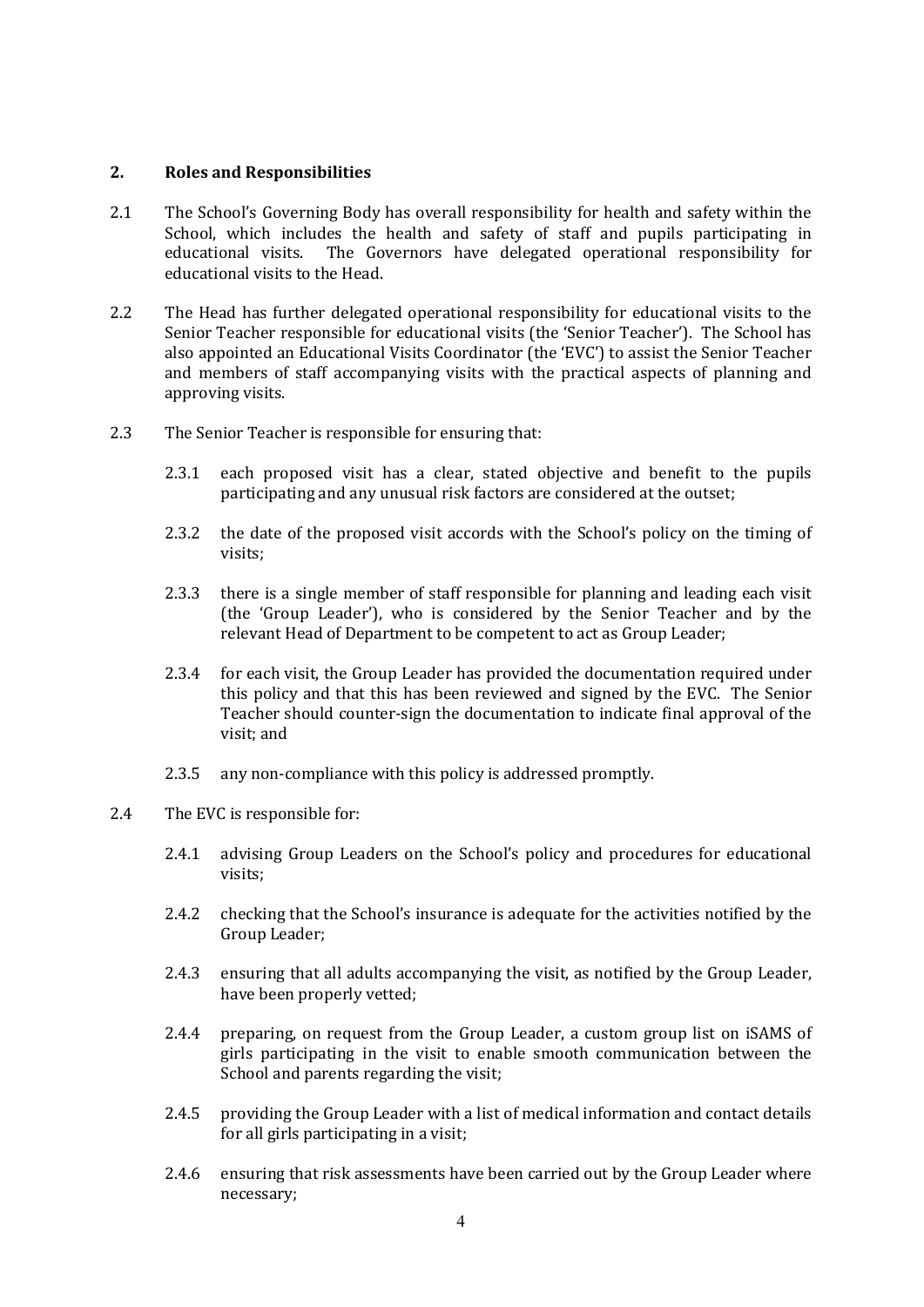## 2. Roles and Responsibilities

2.1 The School's Governing Body has overall responsibility for health and safety within the School, which includes the health and safety of staff and pupils participating in educational visits. The Governors have delegated operational responsibility for educational visits to the Head.

2.2 The Head has further delegated operational responsibility for educational visits to the Senior Teacher responsible for educational visits (the 'Senior Teacher'). The School has also appointed an Educational Visits Coordinator (the 'EVC') to assist the Senior Teacher and members of staff accompanying visits with the practical aspects of planning and approving visits.

2.3 The Senior Teacher is responsible for ensuring that:

2.3.1 each proposed visit has a clear, stated objective and benefit to the pupils participating and any unusual risk factors are considered at the outset;

2.3.2 the date of the proposed visit accords with the School's policy on the timing of visits;

2.3.3 there is a single member of staff responsible for planning and leading each visit (the 'Group Leader'), who is considered by the Senior Teacher and by the relevant Head of Department to be competent to act as Group Leader;

2.3.4 for each visit, the Group Leader has provided the documentation required under this policy and that this has been reviewed and signed by the EVC. The Senior Teacher should counter-sign the documentation to indicate final approval of the visit; and

2.3.5 any non-compliance with this policy is addressed promptly.

2.4 The EVC is responsible for:

2.4.1 advising Group Leaders on the School's policy and procedures for educational visits;

2.4.2 checking that the School's insurance is adequate for the activities notified by the Group Leader;

2.4.3 ensuring that all adults accompanying the visit, as notified by the Group Leader, have been properly vetted;

2.4.4 preparing, on request from the Group Leader, a custom group list on iSAMS of girls participating in the visit to enable smooth communication between the School and parents regarding the visit;

2.4.5 providing the Group Leader with a list of medical information and contact details for all girls participating in a visit;

2.4.6 ensuring that risk assessments have been carried out by the Group Leader where necessary;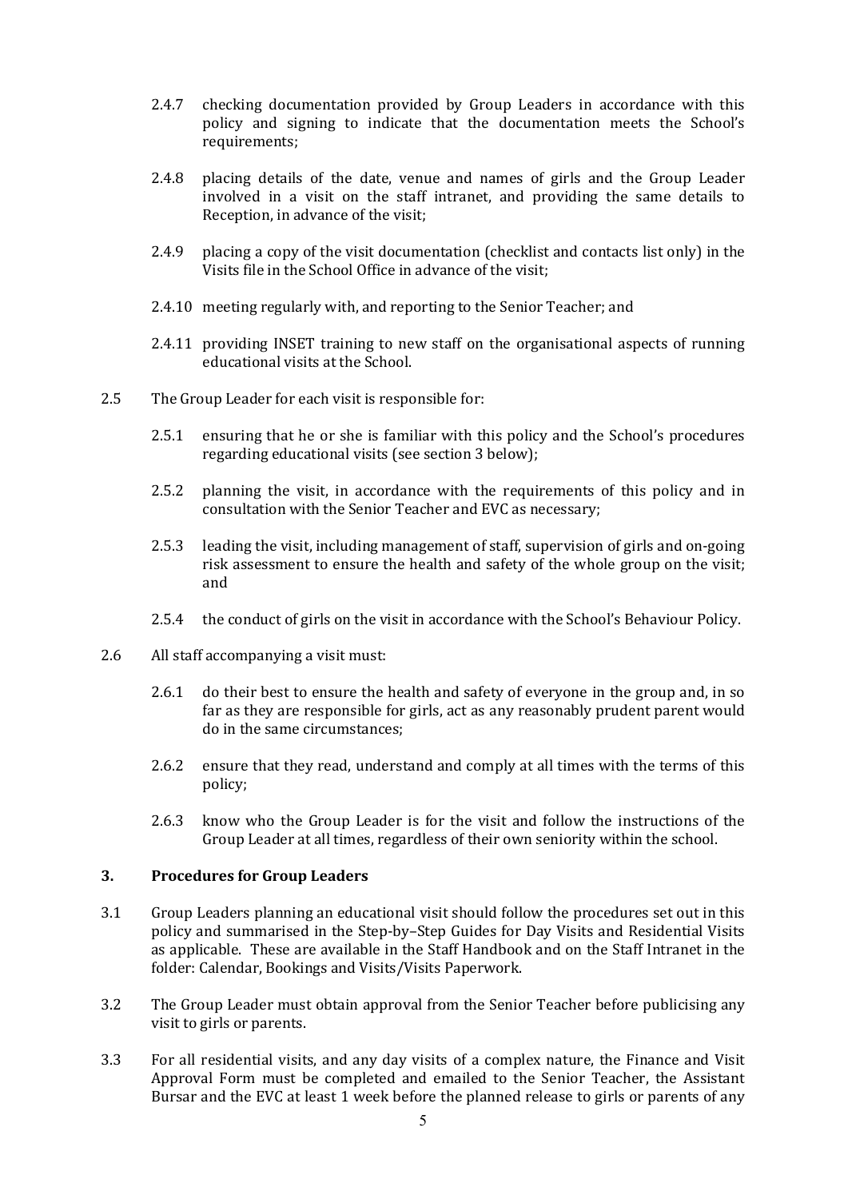2.4.7 checking documentation provided by Group Leaders in accordance with this policy and signing to indicate that the documentation meets the School's requirements;

2.4.8 placing details of the date, venue and names of girls and the Group Leader involved in a visit on the staff intranet, and providing the same details to Reception, in advance of the visit;

2.4.9 placing a copy of the visit documentation (checklist and contacts list only) in the Visits file in the School Office in advance of the visit;

2.4.10 meeting regularly with, and reporting to the Senior Teacher; and

2.4.11 providing INSET training to new staff on the organisational aspects of running educational visits at the School.

2.5 The Group Leader for each visit is responsible for:

2.5.1 ensuring that he or she is familiar with this policy and the School's procedures regarding educational visits (see section 3 below);

2.5.2 planning the visit, in accordance with the requirements of this policy and in consultation with the Senior Teacher and EVC as necessary;

2.5.3 leading the visit, including management of staff, supervision of girls and on-going risk assessment to ensure the health and safety of the whole group on the visit; and

2.5.4 the conduct of girls on the visit in accordance with the School's Behaviour Policy.

2.6 All staff accompanying a visit must:

2.6.1 do their best to ensure the health and safety of everyone in the group and, in so far as they are responsible for girls, act as any reasonably prudent parent would do in the same circumstances;

2.6.2 ensure that they read, understand and comply at all times with the terms of this policy;

2.6.3 know who the Group Leader is for the visit and follow the instructions of the Group Leader at all times, regardless of their own seniority within the school.

## 3. Procedures for Group Leaders

3.1 Group Leaders planning an educational visit should follow the procedures set out in this policy and summarised in the Step-by–Step Guides for Day Visits and Residential Visits as applicable. These are available in the Staff Handbook and on the Staff Intranet in the folder: Calendar, Bookings and Visits/Visits Paperwork.

3.2 The Group Leader must obtain approval from the Senior Teacher before publicising any visit to girls or parents.

3.3 For all residential visits, and any day visits of a complex nature, the Finance and Visit Approval Form must be completed and emailed to the Senior Teacher, the Assistant Bursar and the EVC at least 1 week before the planned release to girls or parents of any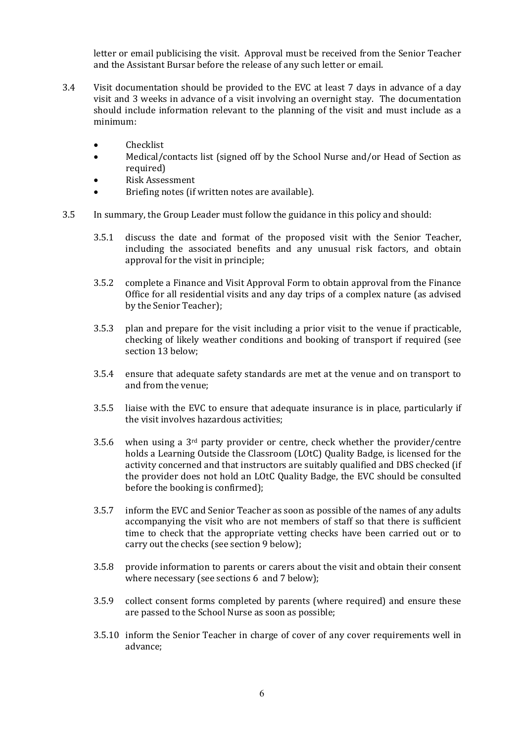letter or email publicising the visit. Approval must be received from the Senior Teacher and the Assistant Bursar before the release of any such letter or email.

3.4 Visit documentation should be provided to the EVC at least 7 days in advance of a day visit and 3 weeks in advance of a visit involving an overnight stay. The documentation should include information relevant to the planning of the visit and must include as a minimum:

- Checklist
- Medical/contacts list (signed off by the School Nurse and/or Head of Section as required)
- Risk Assessment
- Briefing notes (if written notes are available).

3.5 In summary, the Group Leader must follow the guidance in this policy and should:

3.5.1 discuss the date and format of the proposed visit with the Senior Teacher, including the associated benefits and any unusual risk factors, and obtain approval for the visit in principle;

3.5.2 complete a Finance and Visit Approval Form to obtain approval from the Finance Office for all residential visits and any day trips of a complex nature (as advised by the Senior Teacher);

3.5.3 plan and prepare for the visit including a prior visit to the venue if practicable, checking of likely weather conditions and booking of transport if required (see section 13 below;

3.5.4 ensure that adequate safety standards are met at the venue and on transport to and from the venue;

3.5.5 liaise with the EVC to ensure that adequate insurance is in place, particularly if the visit involves hazardous activities;

3.5.6 when using a 3rd party provider or centre, check whether the provider/centre holds a Learning Outside the Classroom (LOtC) Quality Badge, is licensed for the activity concerned and that instructors are suitably qualified and DBS checked (if the provider does not hold an LOtC Quality Badge, the EVC should be consulted before the booking is confirmed);

3.5.7 inform the EVC and Senior Teacher as soon as possible of the names of any adults accompanying the visit who are not members of staff so that there is sufficient time to check that the appropriate vetting checks have been carried out or to carry out the checks (see section 9 below);

3.5.8 provide information to parents or carers about the visit and obtain their consent where necessary (see sections 6 and 7 below);

3.5.9 collect consent forms completed by parents (where required) and ensure these are passed to the School Nurse as soon as possible;

3.5.10 inform the Senior Teacher in charge of cover of any cover requirements well in advance;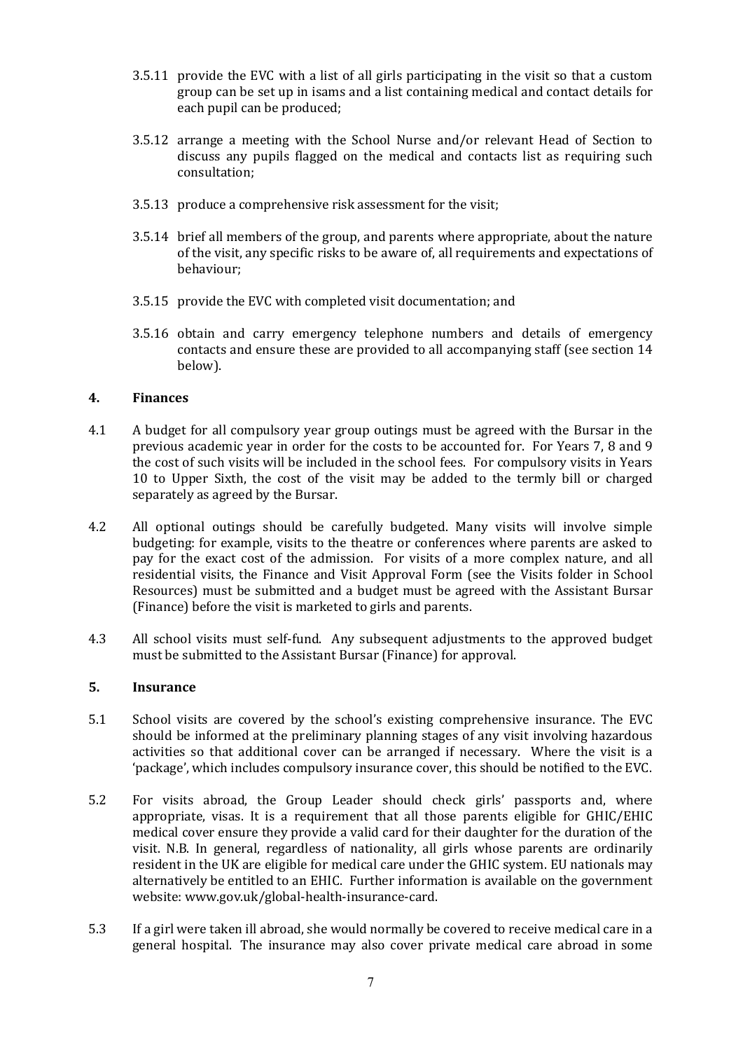3.5.11 provide the EVC with a list of all girls participating in the visit so that a custom group can be set up in isams and a list containing medical and contact details for each pupil can be produced;

3.5.12 arrange a meeting with the School Nurse and/or relevant Head of Section to discuss any pupils flagged on the medical and contacts list as requiring such consultation;

3.5.13 produce a comprehensive risk assessment for the visit;

3.5.14 brief all members of the group, and parents where appropriate, about the nature of the visit, any specific risks to be aware of, all requirements and expectations of behaviour;

3.5.15 provide the EVC with completed visit documentation; and

3.5.16 obtain and carry emergency telephone numbers and details of emergency contacts and ensure these are provided to all accompanying staff (see section 14 below).

## 4. Finances

4.1 A budget for all compulsory year group outings must be agreed with the Bursar in the previous academic year in order for the costs to be accounted for. For Years 7, 8 and 9 the cost of such visits will be included in the school fees. For compulsory visits in Years 10 to Upper Sixth, the cost of the visit may be added to the termly bill or charged separately as agreed by the Bursar.

4.2 All optional outings should be carefully budgeted. Many visits will involve simple budgeting: for example, visits to the theatre or conferences where parents are asked to pay for the exact cost of the admission. For visits of a more complex nature, and all residential visits, the Finance and Visit Approval Form (see the Visits folder in School Resources) must be submitted and a budget must be agreed with the Assistant Bursar (Finance) before the visit is marketed to girls and parents.

4.3 All school visits must self-fund. Any subsequent adjustments to the approved budget must be submitted to the Assistant Bursar (Finance) for approval.

## 5. Insurance

5.1 School visits are covered by the school's existing comprehensive insurance. The EVC should be informed at the preliminary planning stages of any visit involving hazardous activities so that additional cover can be arranged if necessary. Where the visit is a 'package', which includes compulsory insurance cover, this should be notified to the EVC.

5.2 For visits abroad, the Group Leader should check girls' passports and, where appropriate, visas. It is a requirement that all those parents eligible for GHIC/EHIC medical cover ensure they provide a valid card for their daughter for the duration of the visit. N.B. In general, regardless of nationality, all girls whose parents are ordinarily resident in the UK are eligible for medical care under the GHIC system. EU nationals may alternatively be entitled to an EHIC. Further information is available on the government website: www.gov.uk/global-health-insurance-card.

5.3 If a girl were taken ill abroad, she would normally be covered to receive medical care in a general hospital. The insurance may also cover private medical care abroad in some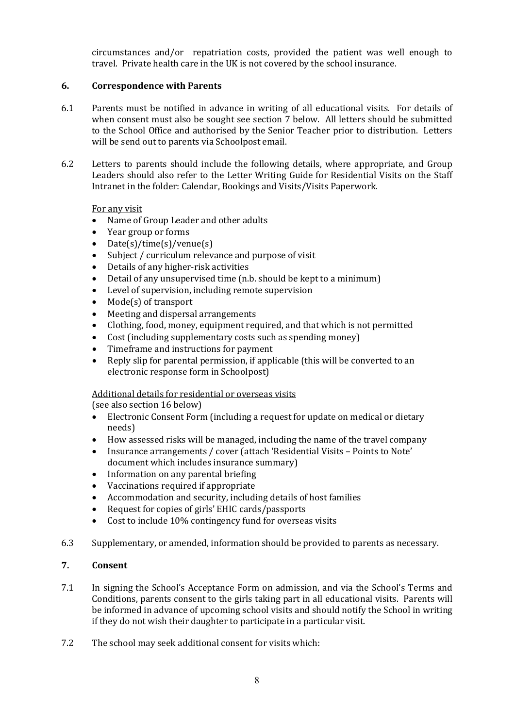circumstances and/or repatriation costs, provided the patient was well enough to travel. Private health care in the UK is not covered by the school insurance.

## 6. Correspondence with Parents

6.1 Parents must be notified in advance in writing of all educational visits. For details of when consent must also be sought see section 7 below. All letters should be submitted to the School Office and authorised by the Senior Teacher prior to distribution. Letters will be send out to parents via Schoolpost email.

6.2 Letters to parents should include the following details, where appropriate, and Group Leaders should also refer to the Letter Writing Guide for Residential Visits on the Staff Intranet in the folder: Calendar, Bookings and Visits/Visits Paperwork.

For any visit

- Name of Group Leader and other adults
- Year group or forms
- Date(s)/time(s)/venue(s)
- Subject / curriculum relevance and purpose of visit
- Details of any higher-risk activities
- Detail of any unsupervised time (n.b. should be kept to a minimum)
- Level of supervision, including remote supervision
- Mode(s) of transport
- Meeting and dispersal arrangements
- Clothing, food, money, equipment required, and that which is not permitted
- Cost (including supplementary costs such as spending money)
- Timeframe and instructions for payment
- Reply slip for parental permission, if applicable (this will be converted to an electronic response form in Schoolpost)

Additional details for residential or overseas visits
(see also section 16 below)

- Electronic Consent Form (including a request for update on medical or dietary needs)
- How assessed risks will be managed, including the name of the travel company
- Insurance arrangements / cover (attach 'Residential Visits – Points to Note' document which includes insurance summary)
- Information on any parental briefing
- Vaccinations required if appropriate
- Accommodation and security, including details of host families
- Request for copies of girls' EHIC cards/passports
- Cost to include 10% contingency fund for overseas visits

6.3 Supplementary, or amended, information should be provided to parents as necessary.

## 7. Consent

7.1 In signing the School's Acceptance Form on admission, and via the School's Terms and Conditions, parents consent to the girls taking part in all educational visits. Parents will be informed in advance of upcoming school visits and should notify the School in writing if they do not wish their daughter to participate in a particular visit.

7.2 The school may seek additional consent for visits which: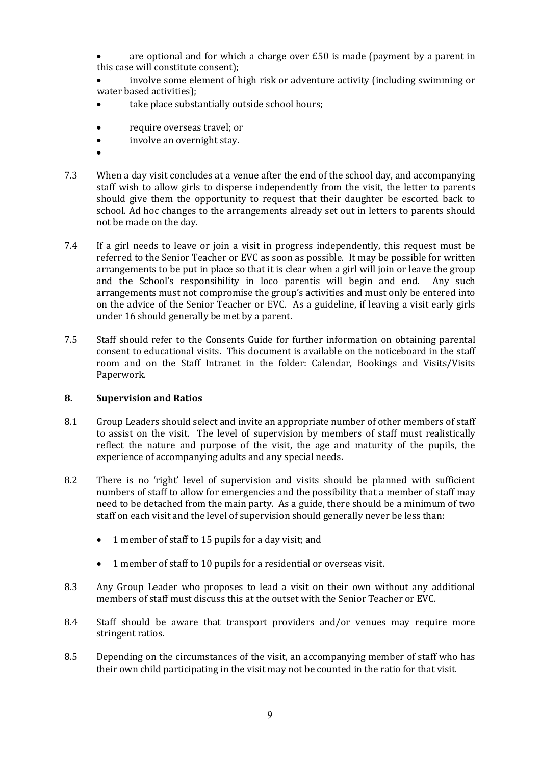- are optional and for which a charge over £50 is made (payment by a parent in this case will constitute consent);
- involve some element of high risk or adventure activity (including swimming or water based activities);
- take place substantially outside school hours;
- require overseas travel; or
- involve an overnight stay.

7.3 When a day visit concludes at a venue after the end of the school day, and accompanying staff wish to allow girls to disperse independently from the visit, the letter to parents should give them the opportunity to request that their daughter be escorted back to school. Ad hoc changes to the arrangements already set out in letters to parents should not be made on the day.

7.4 If a girl needs to leave or join a visit in progress independently, this request must be referred to the Senior Teacher or EVC as soon as possible. It may be possible for written arrangements to be put in place so that it is clear when a girl will join or leave the group and the School's responsibility in loco parentis will begin and end. Any such arrangements must not compromise the group's activities and must only be entered into on the advice of the Senior Teacher or EVC. As a guideline, if leaving a visit early girls under 16 should generally be met by a parent.

7.5 Staff should refer to the Consents Guide for further information on obtaining parental consent to educational visits. This document is available on the noticeboard in the staff room and on the Staff Intranet in the folder: Calendar, Bookings and Visits/Visits Paperwork.

## 8. Supervision and Ratios

8.1 Group Leaders should select and invite an appropriate number of other members of staff to assist on the visit. The level of supervision by members of staff must realistically reflect the nature and purpose of the visit, the age and maturity of the pupils, the experience of accompanying adults and any special needs.

8.2 There is no 'right' level of supervision and visits should be planned with sufficient numbers of staff to allow for emergencies and the possibility that a member of staff may need to be detached from the main party. As a guide, there should be a minimum of two staff on each visit and the level of supervision should generally never be less than:

- 1 member of staff to 15 pupils for a day visit; and
- 1 member of staff to 10 pupils for a residential or overseas visit.

8.3 Any Group Leader who proposes to lead a visit on their own without any additional members of staff must discuss this at the outset with the Senior Teacher or EVC.

8.4 Staff should be aware that transport providers and/or venues may require more stringent ratios.

8.5 Depending on the circumstances of the visit, an accompanying member of staff who has their own child participating in the visit may not be counted in the ratio for that visit.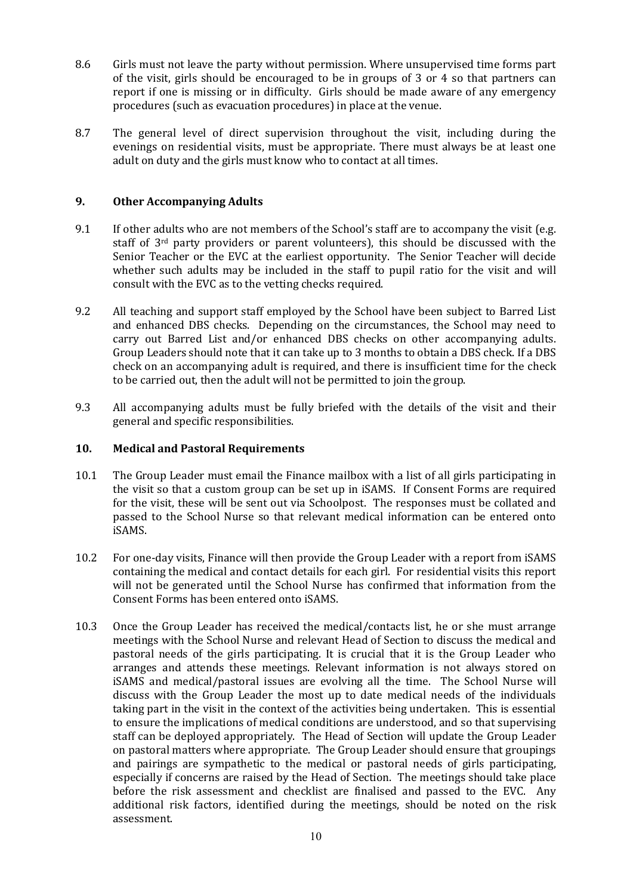8.6 Girls must not leave the party without permission. Where unsupervised time forms part of the visit, girls should be encouraged to be in groups of 3 or 4 so that partners can report if one is missing or in difficulty. Girls should be made aware of any emergency procedures (such as evacuation procedures) in place at the venue.

8.7 The general level of direct supervision throughout the visit, including during the evenings on residential visits, must be appropriate. There must always be at least one adult on duty and the girls must know who to contact at all times.

## 9. Other Accompanying Adults

9.1 If other adults who are not members of the School's staff are to accompany the visit (e.g. staff of 3rd party providers or parent volunteers), this should be discussed with the Senior Teacher or the EVC at the earliest opportunity. The Senior Teacher will decide whether such adults may be included in the staff to pupil ratio for the visit and will consult with the EVC as to the vetting checks required.

9.2 All teaching and support staff employed by the School have been subject to Barred List and enhanced DBS checks. Depending on the circumstances, the School may need to carry out Barred List and/or enhanced DBS checks on other accompanying adults. Group Leaders should note that it can take up to 3 months to obtain a DBS check. If a DBS check on an accompanying adult is required, and there is insufficient time for the check to be carried out, then the adult will not be permitted to join the group.

9.3 All accompanying adults must be fully briefed with the details of the visit and their general and specific responsibilities.

## 10. Medical and Pastoral Requirements

10.1 The Group Leader must email the Finance mailbox with a list of all girls participating in the visit so that a custom group can be set up in iSAMS. If Consent Forms are required for the visit, these will be sent out via Schoolpost. The responses must be collated and passed to the School Nurse so that relevant medical information can be entered onto iSAMS.

10.2 For one-day visits, Finance will then provide the Group Leader with a report from iSAMS containing the medical and contact details for each girl. For residential visits this report will not be generated until the School Nurse has confirmed that information from the Consent Forms has been entered onto iSAMS.

10.3 Once the Group Leader has received the medical/contacts list, he or she must arrange meetings with the School Nurse and relevant Head of Section to discuss the medical and pastoral needs of the girls participating. It is crucial that it is the Group Leader who arranges and attends these meetings. Relevant information is not always stored on iSAMS and medical/pastoral issues are evolving all the time. The School Nurse will discuss with the Group Leader the most up to date medical needs of the individuals taking part in the visit in the context of the activities being undertaken. This is essential to ensure the implications of medical conditions are understood, and so that supervising staff can be deployed appropriately. The Head of Section will update the Group Leader on pastoral matters where appropriate. The Group Leader should ensure that groupings and pairings are sympathetic to the medical or pastoral needs of girls participating, especially if concerns are raised by the Head of Section. The meetings should take place before the risk assessment and checklist are finalised and passed to the EVC. Any additional risk factors, identified during the meetings, should be noted on the risk assessment.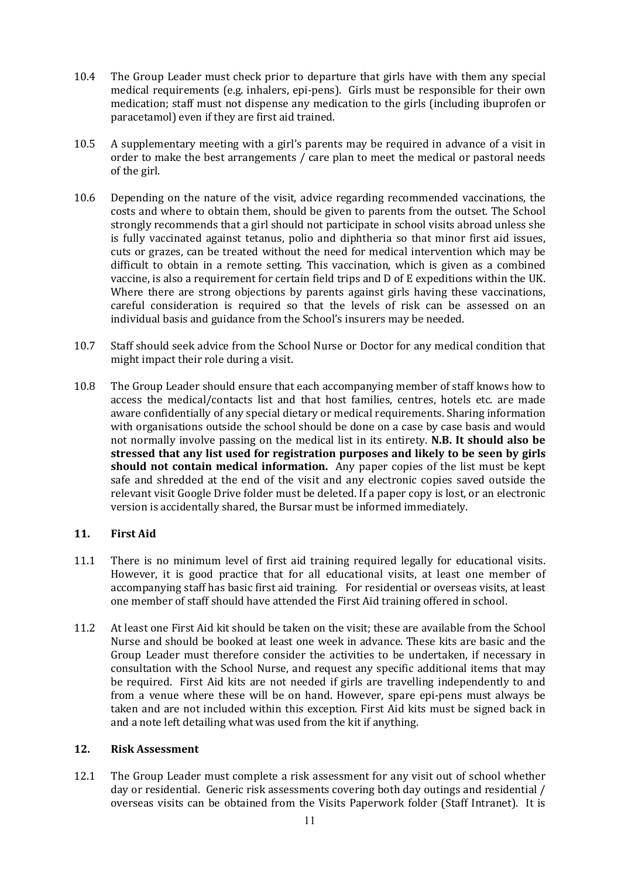10.4 The Group Leader must check prior to departure that girls have with them any special medical requirements (e.g. inhalers, epi-pens). Girls must be responsible for their own medication; staff must not dispense any medication to the girls (including ibuprofen or paracetamol) even if they are first aid trained.

10.5 A supplementary meeting with a girl's parents may be required in advance of a visit in order to make the best arrangements / care plan to meet the medical or pastoral needs of the girl.

10.6 Depending on the nature of the visit, advice regarding recommended vaccinations, the costs and where to obtain them, should be given to parents from the outset. The School strongly recommends that a girl should not participate in school visits abroad unless she is fully vaccinated against tetanus, polio and diphtheria so that minor first aid issues, cuts or grazes, can be treated without the need for medical intervention which may be difficult to obtain in a remote setting. This vaccination, which is given as a combined vaccine, is also a requirement for certain field trips and D of E expeditions within the UK. Where there are strong objections by parents against girls having these vaccinations, careful consideration is required so that the levels of risk can be assessed on an individual basis and guidance from the School's insurers may be needed.

10.7 Staff should seek advice from the School Nurse or Doctor for any medical condition that might impact their role during a visit.

10.8 The Group Leader should ensure that each accompanying member of staff knows how to access the medical/contacts list and that host families, centres, hotels etc. are made aware confidentially of any special dietary or medical requirements. Sharing information with organisations outside the school should be done on a case by case basis and would not normally involve passing on the medical list in its entirety. **N.B. It should also be stressed that any list used for registration purposes and likely to be seen by girls should not contain medical information.** Any paper copies of the list must be kept safe and shredded at the end of the visit and any electronic copies saved outside the relevant visit Google Drive folder must be deleted. If a paper copy is lost, or an electronic version is accidentally shared, the Bursar must be informed immediately.

## 11. First Aid

11.1 There is no minimum level of first aid training required legally for educational visits. However, it is good practice that for all educational visits, at least one member of accompanying staff has basic first aid training. For residential or overseas visits, at least one member of staff should have attended the First Aid training offered in school.

11.2 At least one First Aid kit should be taken on the visit; these are available from the School Nurse and should be booked at least one week in advance. These kits are basic and the Group Leader must therefore consider the activities to be undertaken, if necessary in consultation with the School Nurse, and request any specific additional items that may be required. First Aid kits are not needed if girls are travelling independently to and from a venue where these will be on hand. However, spare epi-pens must always be taken and are not included within this exception. First Aid kits must be signed back in and a note left detailing what was used from the kit if anything.

## 12. Risk Assessment

12.1 The Group Leader must complete a risk assessment for any visit out of school whether day or residential. Generic risk assessments covering both day outings and residential / overseas visits can be obtained from the Visits Paperwork folder (Staff Intranet). It is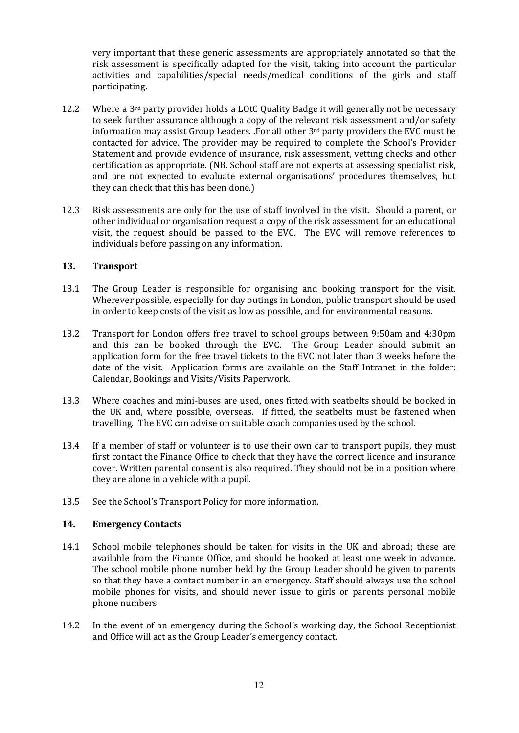very important that these generic assessments are appropriately annotated so that the risk assessment is specifically adapted for the visit, taking into account the particular activities and capabilities/special needs/medical conditions of the girls and staff participating.

12.2 Where a 3rd party provider holds a LOtC Quality Badge it will generally not be necessary to seek further assurance although a copy of the relevant risk assessment and/or safety information may assist Group Leaders. .For all other 3rd party providers the EVC must be contacted for advice. The provider may be required to complete the School's Provider Statement and provide evidence of insurance, risk assessment, vetting checks and other certification as appropriate. (NB. School staff are not experts at assessing specialist risk, and are not expected to evaluate external organisations' procedures themselves, but they can check that this has been done.)

12.3 Risk assessments are only for the use of staff involved in the visit. Should a parent, or other individual or organisation request a copy of the risk assessment for an educational visit, the request should be passed to the EVC. The EVC will remove references to individuals before passing on any information.

## 13. Transport

13.1 The Group Leader is responsible for organising and booking transport for the visit. Wherever possible, especially for day outings in London, public transport should be used in order to keep costs of the visit as low as possible, and for environmental reasons.

13.2 Transport for London offers free travel to school groups between 9:50am and 4:30pm and this can be booked through the EVC. The Group Leader should submit an application form for the free travel tickets to the EVC not later than 3 weeks before the date of the visit. Application forms are available on the Staff Intranet in the folder: Calendar, Bookings and Visits/Visits Paperwork.

13.3 Where coaches and mini-buses are used, ones fitted with seatbelts should be booked in the UK and, where possible, overseas. If fitted, the seatbelts must be fastened when travelling. The EVC can advise on suitable coach companies used by the school.

13.4 If a member of staff or volunteer is to use their own car to transport pupils, they must first contact the Finance Office to check that they have the correct licence and insurance cover. Written parental consent is also required. They should not be in a position where they are alone in a vehicle with a pupil.

13.5 See the School's Transport Policy for more information.

## 14. Emergency Contacts

14.1 School mobile telephones should be taken for visits in the UK and abroad; these are available from the Finance Office, and should be booked at least one week in advance. The school mobile phone number held by the Group Leader should be given to parents so that they have a contact number in an emergency. Staff should always use the school mobile phones for visits, and should never issue to girls or parents personal mobile phone numbers.

14.2 In the event of an emergency during the School's working day, the School Receptionist and Office will act as the Group Leader's emergency contact.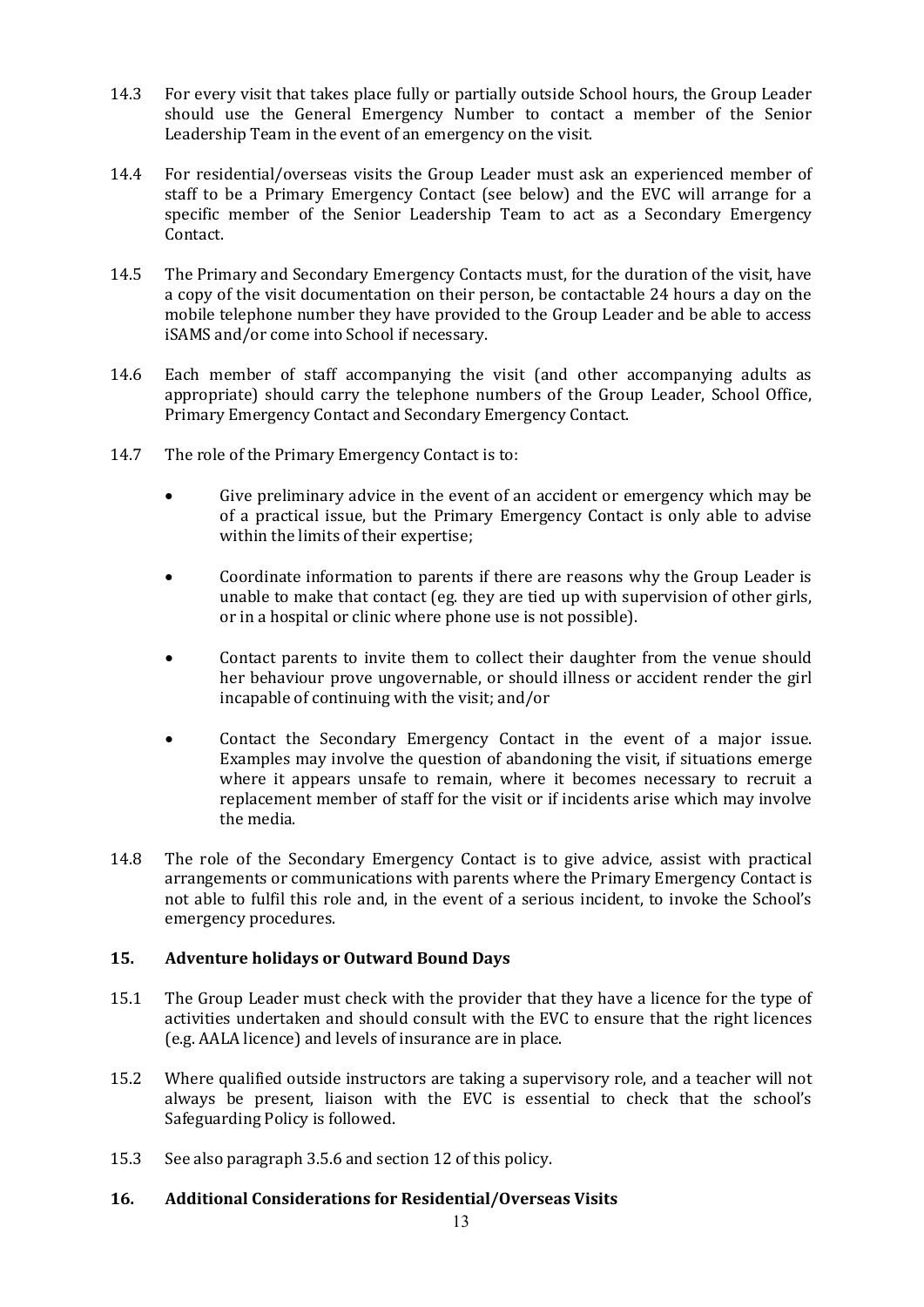14.3 For every visit that takes place fully or partially outside School hours, the Group Leader should use the General Emergency Number to contact a member of the Senior Leadership Team in the event of an emergency on the visit.

14.4 For residential/overseas visits the Group Leader must ask an experienced member of staff to be a Primary Emergency Contact (see below) and the EVC will arrange for a specific member of the Senior Leadership Team to act as a Secondary Emergency Contact.

14.5 The Primary and Secondary Emergency Contacts must, for the duration of the visit, have a copy of the visit documentation on their person, be contactable 24 hours a day on the mobile telephone number they have provided to the Group Leader and be able to access iSAMS and/or come into School if necessary.

14.6 Each member of staff accompanying the visit (and other accompanying adults as appropriate) should carry the telephone numbers of the Group Leader, School Office, Primary Emergency Contact and Secondary Emergency Contact.

14.7 The role of the Primary Emergency Contact is to:

- Give preliminary advice in the event of an accident or emergency which may be of a practical issue, but the Primary Emergency Contact is only able to advise within the limits of their expertise;
- Coordinate information to parents if there are reasons why the Group Leader is unable to make that contact (eg. they are tied up with supervision of other girls, or in a hospital or clinic where phone use is not possible).
- Contact parents to invite them to collect their daughter from the venue should her behaviour prove ungovernable, or should illness or accident render the girl incapable of continuing with the visit; and/or
- Contact the Secondary Emergency Contact in the event of a major issue. Examples may involve the question of abandoning the visit, if situations emerge where it appears unsafe to remain, where it becomes necessary to recruit a replacement member of staff for the visit or if incidents arise which may involve the media.

14.8 The role of the Secondary Emergency Contact is to give advice, assist with practical arrangements or communications with parents where the Primary Emergency Contact is not able to fulfil this role and, in the event of a serious incident, to invoke the School's emergency procedures.

## 15. Adventure holidays or Outward Bound Days

15.1 The Group Leader must check with the provider that they have a licence for the type of activities undertaken and should consult with the EVC to ensure that the right licences (e.g. AALA licence) and levels of insurance are in place.

15.2 Where qualified outside instructors are taking a supervisory role, and a teacher will not always be present, liaison with the EVC is essential to check that the school's Safeguarding Policy is followed.

15.3 See also paragraph 3.5.6 and section 12 of this policy.

## 16. Additional Considerations for Residential/Overseas Visits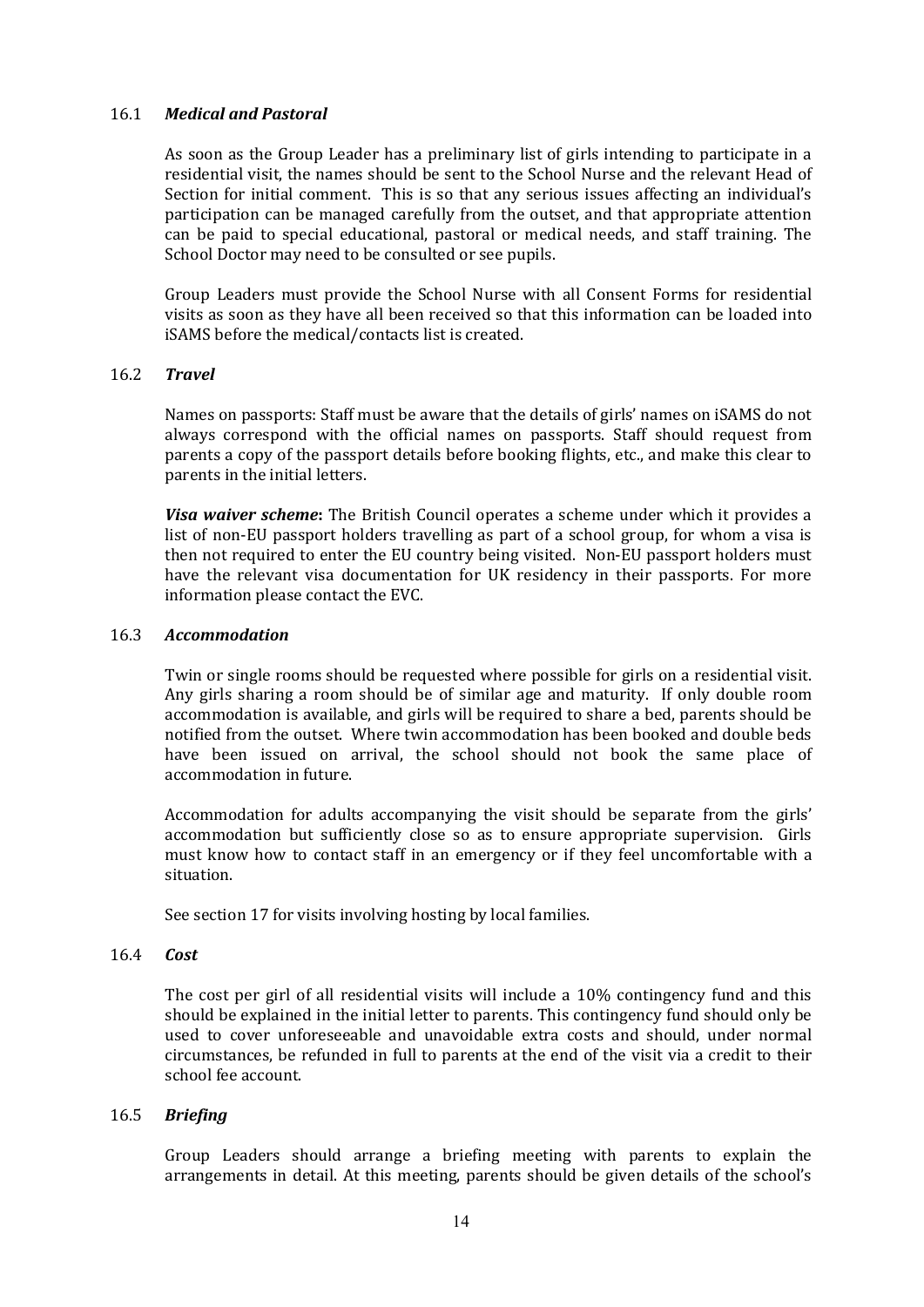### 16.1 *Medical and Pastoral*

As soon as the Group Leader has a preliminary list of girls intending to participate in a residential visit, the names should be sent to the School Nurse and the relevant Head of Section for initial comment. This is so that any serious issues affecting an individual's participation can be managed carefully from the outset, and that appropriate attention can be paid to special educational, pastoral or medical needs, and staff training. The School Doctor may need to be consulted or see pupils.

Group Leaders must provide the School Nurse with all Consent Forms for residential visits as soon as they have all been received so that this information can be loaded into iSAMS before the medical/contacts list is created.

### 16.2 *Travel*

Names on passports: Staff must be aware that the details of girls' names on iSAMS do not always correspond with the official names on passports. Staff should request from parents a copy of the passport details before booking flights, etc., and make this clear to parents in the initial letters.

***Visa waiver scheme*:** The British Council operates a scheme under which it provides a list of non-EU passport holders travelling as part of a school group, for whom a visa is then not required to enter the EU country being visited. Non-EU passport holders must have the relevant visa documentation for UK residency in their passports. For more information please contact the EVC.

### 16.3 *Accommodation*

Twin or single rooms should be requested where possible for girls on a residential visit. Any girls sharing a room should be of similar age and maturity. If only double room accommodation is available, and girls will be required to share a bed, parents should be notified from the outset. Where twin accommodation has been booked and double beds have been issued on arrival, the school should not book the same place of accommodation in future.

Accommodation for adults accompanying the visit should be separate from the girls' accommodation but sufficiently close so as to ensure appropriate supervision. Girls must know how to contact staff in an emergency or if they feel uncomfortable with a situation.

See section 17 for visits involving hosting by local families.

### 16.4 *Cost*

The cost per girl of all residential visits will include a 10% contingency fund and this should be explained in the initial letter to parents. This contingency fund should only be used to cover unforeseeable and unavoidable extra costs and should, under normal circumstances, be refunded in full to parents at the end of the visit via a credit to their school fee account.

### 16.5 *Briefing*

Group Leaders should arrange a briefing meeting with parents to explain the arrangements in detail. At this meeting, parents should be given details of the school's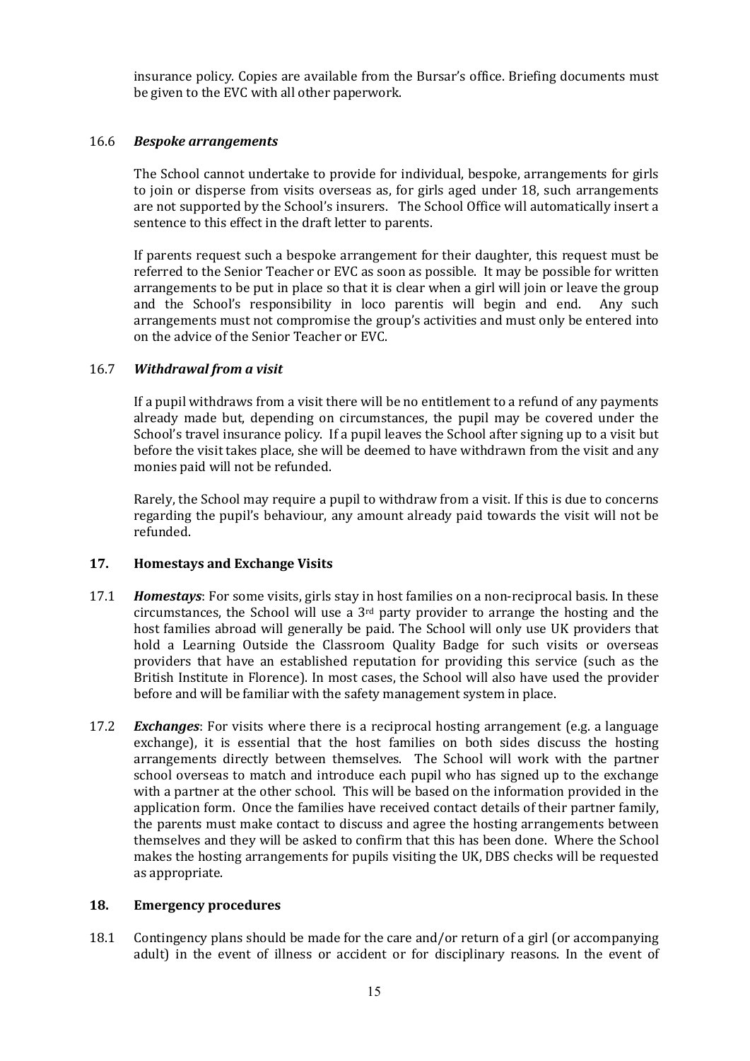insurance policy. Copies are available from the Bursar's office. Briefing documents must be given to the EVC with all other paperwork.

### 16.6 *Bespoke arrangements*

The School cannot undertake to provide for individual, bespoke, arrangements for girls to join or disperse from visits overseas as, for girls aged under 18, such arrangements are not supported by the School's insurers. The School Office will automatically insert a sentence to this effect in the draft letter to parents.

If parents request such a bespoke arrangement for their daughter, this request must be referred to the Senior Teacher or EVC as soon as possible. It may be possible for written arrangements to be put in place so that it is clear when a girl will join or leave the group and the School's responsibility in loco parentis will begin and end. Any such arrangements must not compromise the group's activities and must only be entered into on the advice of the Senior Teacher or EVC.

### 16.7 *Withdrawal from a visit*

If a pupil withdraws from a visit there will be no entitlement to a refund of any payments already made but, depending on circumstances, the pupil may be covered under the School's travel insurance policy. If a pupil leaves the School after signing up to a visit but before the visit takes place, she will be deemed to have withdrawn from the visit and any monies paid will not be refunded.

Rarely, the School may require a pupil to withdraw from a visit. If this is due to concerns regarding the pupil's behaviour, any amount already paid towards the visit will not be refunded.

## 17. Homestays and Exchange Visits

17.1 ***Homestays***: For some visits, girls stay in host families on a non-reciprocal basis. In these circumstances, the School will use a 3rd party provider to arrange the hosting and the host families abroad will generally be paid. The School will only use UK providers that hold a Learning Outside the Classroom Quality Badge for such visits or overseas providers that have an established reputation for providing this service (such as the British Institute in Florence). In most cases, the School will also have used the provider before and will be familiar with the safety management system in place.

17.2 ***Exchanges***: For visits where there is a reciprocal hosting arrangement (e.g. a language exchange), it is essential that the host families on both sides discuss the hosting arrangements directly between themselves. The School will work with the partner school overseas to match and introduce each pupil who has signed up to the exchange with a partner at the other school. This will be based on the information provided in the application form. Once the families have received contact details of their partner family, the parents must make contact to discuss and agree the hosting arrangements between themselves and they will be asked to confirm that this has been done. Where the School makes the hosting arrangements for pupils visiting the UK, DBS checks will be requested as appropriate.

## 18. Emergency procedures

18.1 Contingency plans should be made for the care and/or return of a girl (or accompanying adult) in the event of illness or accident or for disciplinary reasons. In the event of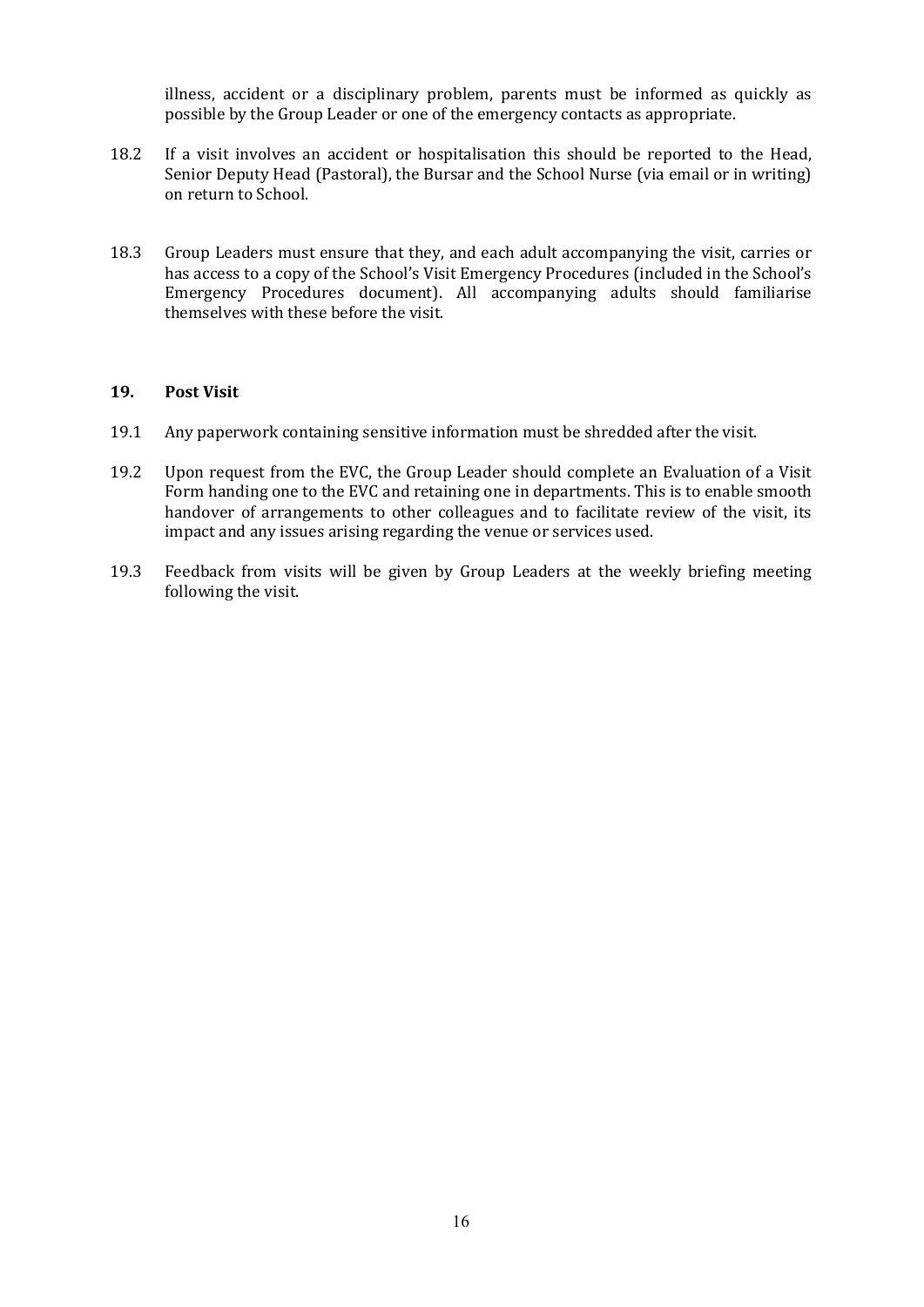illness, accident or a disciplinary problem, parents must be informed as quickly as possible by the Group Leader or one of the emergency contacts as appropriate.

18.2 If a visit involves an accident or hospitalisation this should be reported to the Head, Senior Deputy Head (Pastoral), the Bursar and the School Nurse (via email or in writing) on return to School.

18.3 Group Leaders must ensure that they, and each adult accompanying the visit, carries or has access to a copy of the School's Visit Emergency Procedures (included in the School's Emergency Procedures document). All accompanying adults should familiarise themselves with these before the visit.

## 19. Post Visit

19.1 Any paperwork containing sensitive information must be shredded after the visit.

19.2 Upon request from the EVC, the Group Leader should complete an Evaluation of a Visit Form handing one to the EVC and retaining one in departments. This is to enable smooth handover of arrangements to other colleagues and to facilitate review of the visit, its impact and any issues arising regarding the venue or services used.

19.3 Feedback from visits will be given by Group Leaders at the weekly briefing meeting following the visit.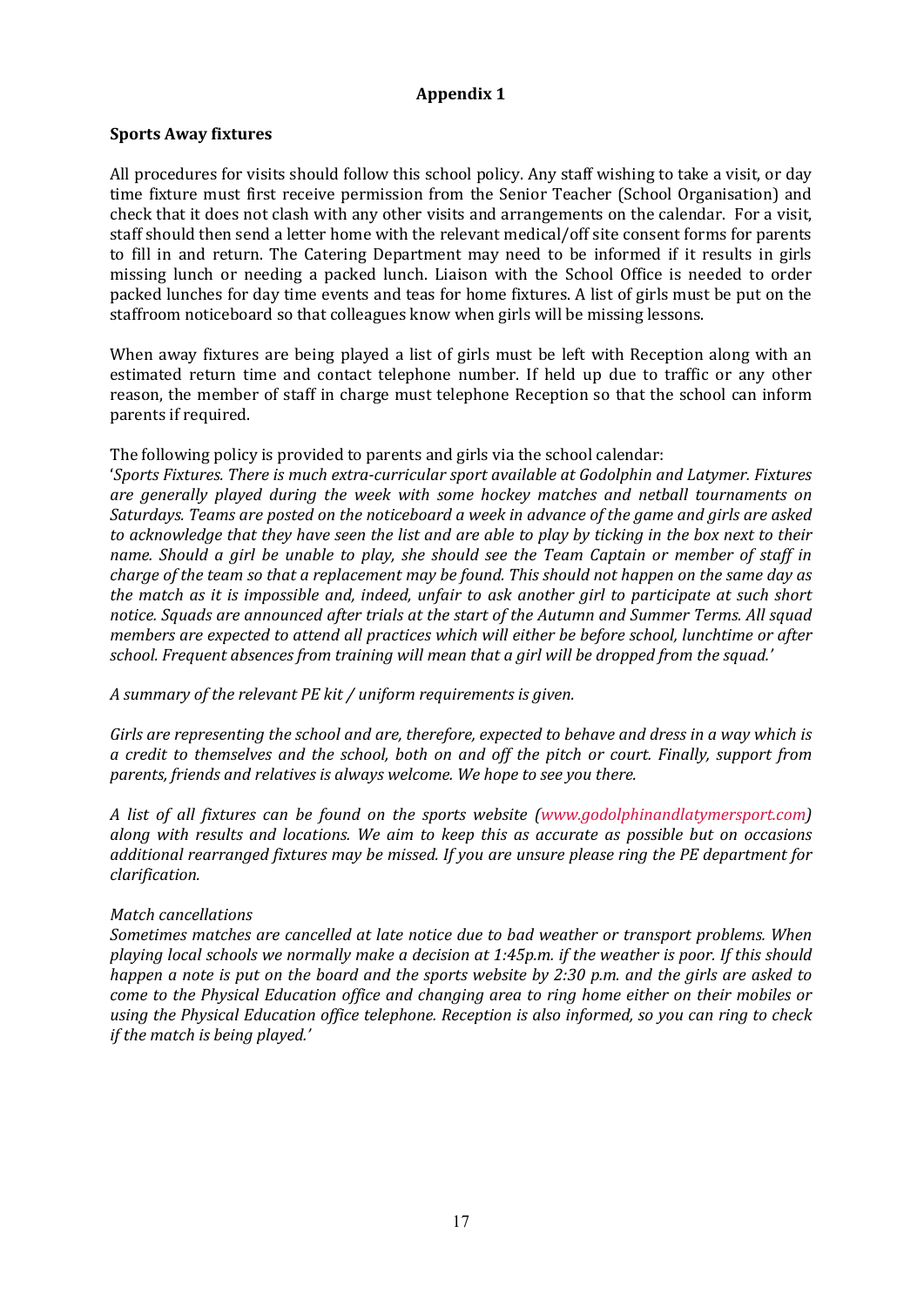# Appendix 1

## Sports Away fixtures

All procedures for visits should follow this school policy. Any staff wishing to take a visit, or day time fixture must first receive permission from the Senior Teacher (School Organisation) and check that it does not clash with any other visits and arrangements on the calendar. For a visit, staff should then send a letter home with the relevant medical/off site consent forms for parents to fill in and return. The Catering Department may need to be informed if it results in girls missing lunch or needing a packed lunch. Liaison with the School Office is needed to order packed lunches for day time events and teas for home fixtures. A list of girls must be put on the staffroom noticeboard so that colleagues know when girls will be missing lessons.

When away fixtures are being played a list of girls must be left with Reception along with an estimated return time and contact telephone number. If held up due to traffic or any other reason, the member of staff in charge must telephone Reception so that the school can inform parents if required.

The following policy is provided to parents and girls via the school calendar:

'*Sports Fixtures. There is much extra-curricular sport available at Godolphin and Latymer. Fixtures are generally played during the week with some hockey matches and netball tournaments on Saturdays. Teams are posted on the noticeboard a week in advance of the game and girls are asked to acknowledge that they have seen the list and are able to play by ticking in the box next to their name. Should a girl be unable to play, she should see the Team Captain or member of staff in charge of the team so that a replacement may be found. This should not happen on the same day as the match as it is impossible and, indeed, unfair to ask another girl to participate at such short notice. Squads are announced after trials at the start of the Autumn and Summer Terms. All squad members are expected to attend all practices which will either be before school, lunchtime or after school. Frequent absences from training will mean that a girl will be dropped from the squad.'*

*A summary of the relevant PE kit / uniform requirements is given.*

*Girls are representing the school and are, therefore, expected to behave and dress in a way which is a credit to themselves and the school, both on and off the pitch or court. Finally, support from parents, friends and relatives is always welcome. We hope to see you there.*

*A list of all fixtures can be found on the sports website (www.godolphinandlatymersport.com) along with results and locations. We aim to keep this as accurate as possible but on occasions additional rearranged fixtures may be missed. If you are unsure please ring the PE department for clarification.*

*Match cancellations*

*Sometimes matches are cancelled at late notice due to bad weather or transport problems. When playing local schools we normally make a decision at 1:45p.m. if the weather is poor. If this should happen a note is put on the board and the sports website by 2:30 p.m. and the girls are asked to come to the Physical Education office and changing area to ring home either on their mobiles or using the Physical Education office telephone. Reception is also informed, so you can ring to check if the match is being played.'*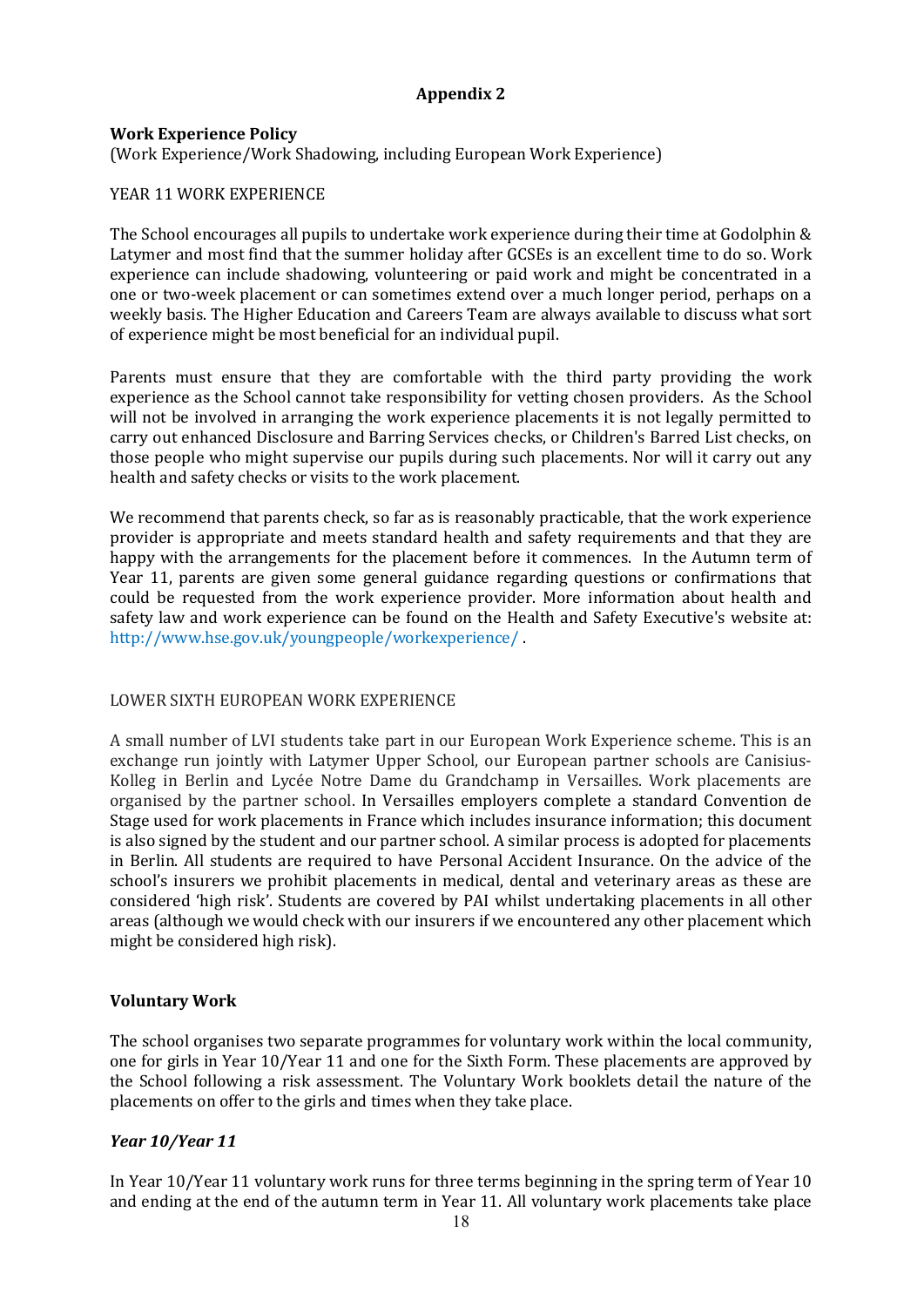## Appendix 2

**Work Experience Policy**
(Work Experience/Work Shadowing, including European Work Experience)

YEAR 11 WORK EXPERIENCE

The School encourages all pupils to undertake work experience during their time at Godolphin & Latymer and most find that the summer holiday after GCSEs is an excellent time to do so. Work experience can include shadowing, volunteering or paid work and might be concentrated in a one or two-week placement or can sometimes extend over a much longer period, perhaps on a weekly basis. The Higher Education and Careers Team are always available to discuss what sort of experience might be most beneficial for an individual pupil.

Parents must ensure that they are comfortable with the third party providing the work experience as the School cannot take responsibility for vetting chosen providers. As the School will not be involved in arranging the work experience placements it is not legally permitted to carry out enhanced Disclosure and Barring Services checks, or Children's Barred List checks, on those people who might supervise our pupils during such placements. Nor will it carry out any health and safety checks or visits to the work placement.

We recommend that parents check, so far as is reasonably practicable, that the work experience provider is appropriate and meets standard health and safety requirements and that they are happy with the arrangements for the placement before it commences. In the Autumn term of Year 11, parents are given some general guidance regarding questions or confirmations that could be requested from the work experience provider. More information about health and safety law and work experience can be found on the Health and Safety Executive's website at: http://www.hse.gov.uk/youngpeople/workexperience/ .

LOWER SIXTH EUROPEAN WORK EXPERIENCE

A small number of LVI students take part in our European Work Experience scheme. This is an exchange run jointly with Latymer Upper School, our European partner schools are Canisius-Kolleg in Berlin and Lycée Notre Dame du Grandchamp in Versailles. Work placements are organised by the partner school. In Versailles employers complete a standard Convention de Stage used for work placements in France which includes insurance information; this document is also signed by the student and our partner school. A similar process is adopted for placements in Berlin. All students are required to have Personal Accident Insurance. On the advice of the school's insurers we prohibit placements in medical, dental and veterinary areas as these are considered 'high risk'. Students are covered by PAI whilst undertaking placements in all other areas (although we would check with our insurers if we encountered any other placement which might be considered high risk).

### Voluntary Work

The school organises two separate programmes for voluntary work within the local community, one for girls in Year 10/Year 11 and one for the Sixth Form. These placements are approved by the School following a risk assessment. The Voluntary Work booklets detail the nature of the placements on offer to the girls and times when they take place.

### *Year 10/Year 11*

In Year 10/Year 11 voluntary work runs for three terms beginning in the spring term of Year 10 and ending at the end of the autumn term in Year 11. All voluntary work placements take place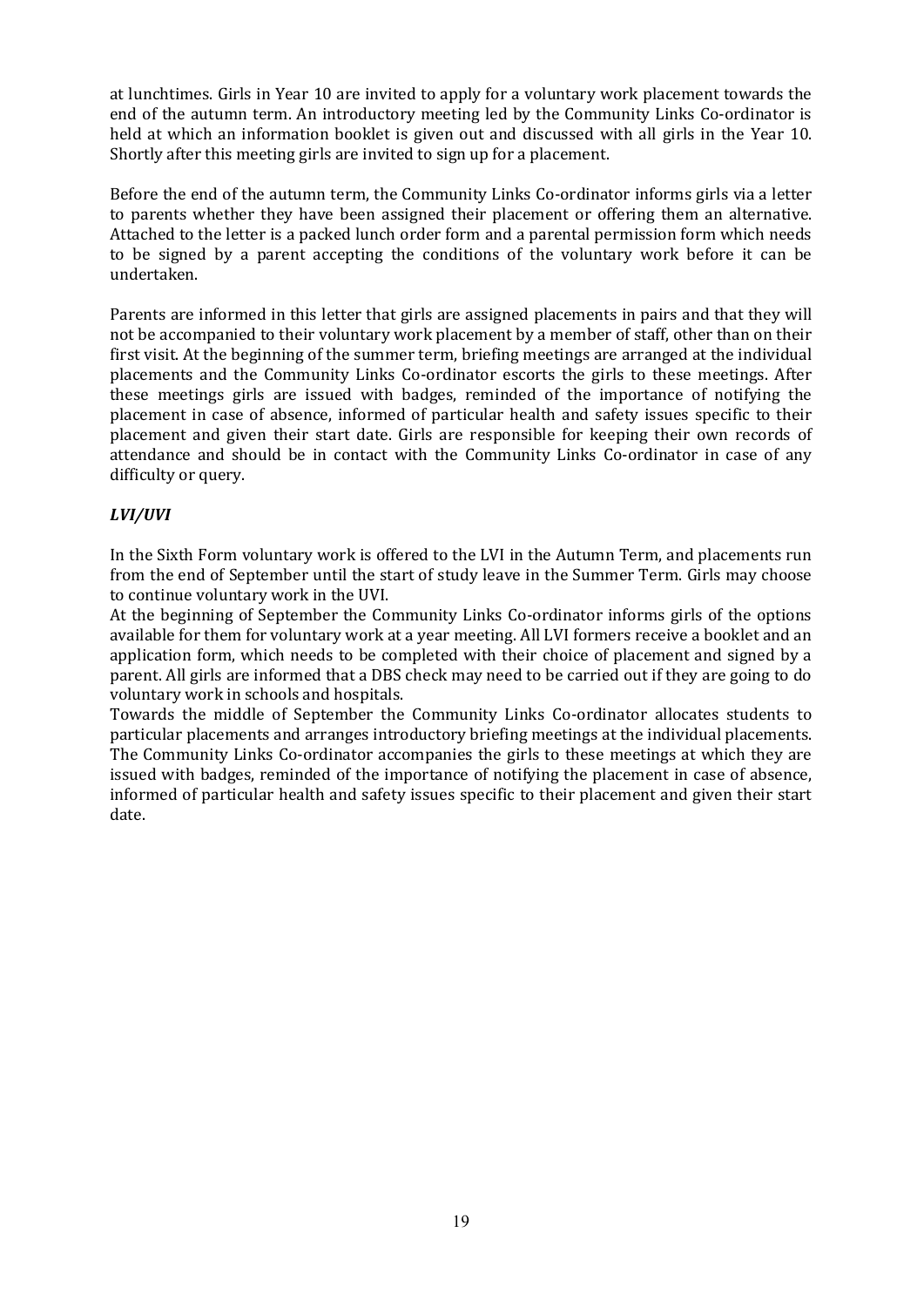at lunchtimes. Girls in Year 10 are invited to apply for a voluntary work placement towards the end of the autumn term. An introductory meeting led by the Community Links Co-ordinator is held at which an information booklet is given out and discussed with all girls in the Year 10. Shortly after this meeting girls are invited to sign up for a placement.

Before the end of the autumn term, the Community Links Co-ordinator informs girls via a letter to parents whether they have been assigned their placement or offering them an alternative. Attached to the letter is a packed lunch order form and a parental permission form which needs to be signed by a parent accepting the conditions of the voluntary work before it can be undertaken.

Parents are informed in this letter that girls are assigned placements in pairs and that they will not be accompanied to their voluntary work placement by a member of staff, other than on their first visit. At the beginning of the summer term, briefing meetings are arranged at the individual placements and the Community Links Co-ordinator escorts the girls to these meetings. After these meetings girls are issued with badges, reminded of the importance of notifying the placement in case of absence, informed of particular health and safety issues specific to their placement and given their start date. Girls are responsible for keeping their own records of attendance and should be in contact with the Community Links Co-ordinator in case of any difficulty or query.

***LVI/UVI***

In the Sixth Form voluntary work is offered to the LVI in the Autumn Term, and placements run from the end of September until the start of study leave in the Summer Term. Girls may choose to continue voluntary work in the UVI.

At the beginning of September the Community Links Co-ordinator informs girls of the options available for them for voluntary work at a year meeting. All LVI formers receive a booklet and an application form, which needs to be completed with their choice of placement and signed by a parent. All girls are informed that a DBS check may need to be carried out if they are going to do voluntary work in schools and hospitals.

Towards the middle of September the Community Links Co-ordinator allocates students to particular placements and arranges introductory briefing meetings at the individual placements. The Community Links Co-ordinator accompanies the girls to these meetings at which they are issued with badges, reminded of the importance of notifying the placement in case of absence, informed of particular health and safety issues specific to their placement and given their start date.